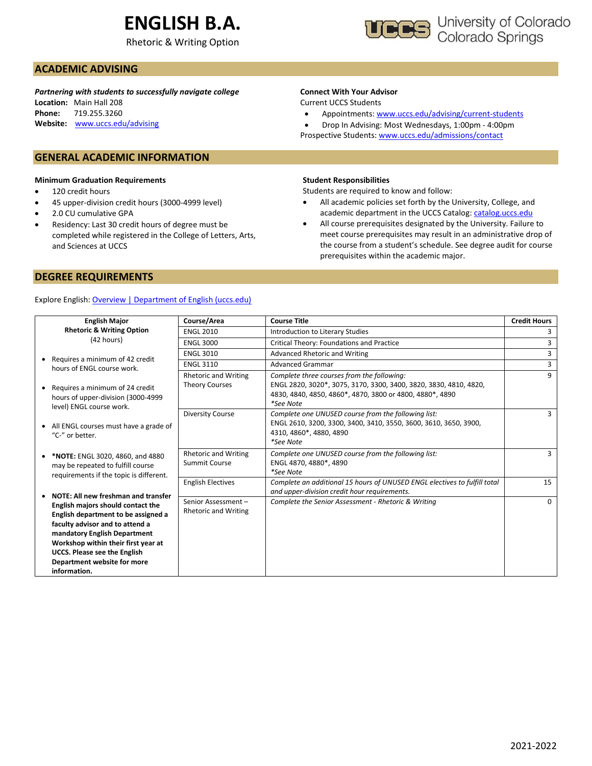# ENGLISH B.A.

Rhetoric & Writing Option

University of Colorado Colorado Springs

## ACADEMIC ADVISING

***Partnering with students to successfully navigate college***

**Location:** Main Hall 208
**Phone:** 719.255.3260
**Website:** www.uccs.edu/advising

**Connect With Your Advisor**

Current UCCS Students

- Appointments: www.uccs.edu/advising/current-students
- Drop In Advising: Most Wednesdays, 1:00pm - 4:00pm

Prospective Students: www.uccs.edu/admissions/contact

## GENERAL ACADEMIC INFORMATION

**Minimum Graduation Requirements**

- 120 credit hours
- 45 upper-division credit hours (3000-4999 level)
- 2.0 CU cumulative GPA
- Residency: Last 30 credit hours of degree must be completed while registered in the College of Letters, Arts, and Sciences at UCCS

**Student Responsibilities**

Students are required to know and follow:

- All academic policies set forth by the University, College, and academic department in the UCCS Catalog: catalog.uccs.edu
- All course prerequisites designated by the University. Failure to meet course prerequisites may result in an administrative drop of the course from a student's schedule. See degree audit for course prerequisites within the academic major.

## DEGREE REQUIREMENTS

Explore English: Overview | Department of English (uccs.edu)

**English Major Rhetoric & Writing Option** (42 hours)

- Requires a minimum of 42 credit hours of ENGL course work.
- Requires a minimum of 24 credit hours of upper-division (3000-4999 level) ENGL course work.
- All ENGL courses must have a grade of "C-" or better.
- ***NOTE:** ENGL 3020, 4860, and 4880 may be repeated to fulfill course requirements if the topic is different.
- **NOTE: All new freshman and transfer English majors should contact the English department to be assigned a faculty advisor and to attend a mandatory English Department Workshop within their first year at UCCS. Please see the English Department website for more information.**

| Course/Area | Course Title | Credit Hours |
|---|---|---|
| ENGL 2010 | Introduction to Literary Studies | 3 |
| ENGL 3000 | Critical Theory: Foundations and Practice | 3 |
| ENGL 3010 | Advanced Rhetoric and Writing | 3 |
| ENGL 3110 | Advanced Grammar | 3 |
| Rhetoric and Writing Theory Courses | *Complete three courses from the following:* ENGL 2820, 3020*, 3075, 3170, 3300, 3400, 3820, 3830, 4810, 4820, 4830, 4840, 4850, 4860*, 4870, 3800 or 4800, 4880*, 4890 *\*See Note* | 9 |
| Diversity Course | *Complete one UNUSED course from the following list:* ENGL 2610, 3200, 3300, 3400, 3410, 3550, 3600, 3610, 3650, 3900, 4310, 4860*, 4880, 4890 *\*See Note* | 3 |
| Rhetoric and Writing Summit Course | *Complete one UNUSED course from the following list:* ENGL 4870, 4880*, 4890 *\*See Note* | 3 |
| English Electives | *Complete an additional 15 hours of UNUSED ENGL electives to fulfill total and upper-division credit hour requirements.* | 15 |
| Senior Assessment – Rhetoric and Writing | *Complete the Senior Assessment - Rhetoric & Writing* | 0 |

2021-2022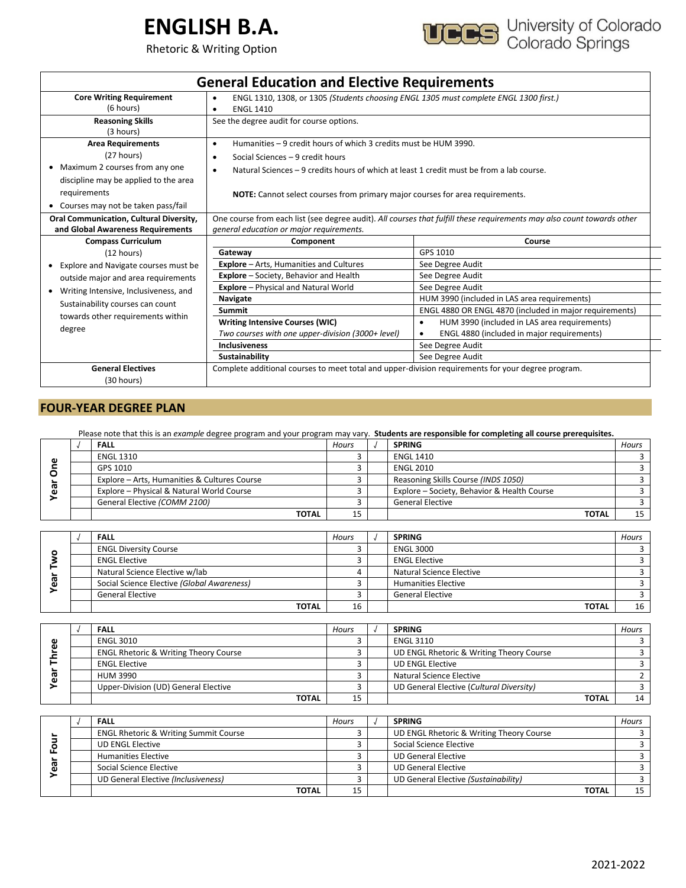# ENGLISH B.A.

Rhetoric & Writing Option

University of Colorado Colorado Springs

## General Education and Elective Requirements

| | |
|---|---|
| **Core Writing Requirement** (6 hours) | • ENGL 1310, 1308, or 1305 *(Students choosing ENGL 1305 must complete ENGL 1300 first.)*<br>• ENGL 1410 |
| **Reasoning Skills** (3 hours) | See the degree audit for course options. |
| **Area Requirements** (27 hours)<br>• Maximum 2 courses from any one discipline may be applied to the area requirements<br>• Courses may not be taken pass/fail | • Humanities – 9 credit hours of which 3 credits must be HUM 3990.<br>• Social Sciences – 9 credit hours<br>• Natural Sciences – 9 credits hours of which at least 1 credit must be from a lab course.<br><br>**NOTE:** Cannot select courses from primary major courses for area requirements. |
| **Oral Communication, Cultural Diversity, and Global Awareness Requirements** | One course from each list (see degree audit). *All courses that fulfill these requirements may also count towards other general education or major requirements.* |
| **General Electives** (30 hours) | Complete additional courses to meet total and upper-division requirements for your degree program. |

**Compass Curriculum** (12 hours)

- Explore and Navigate courses must be outside major and area requirements
- Writing Intensive, Inclusiveness, and Sustainability courses can count towards other requirements within degree

| Component | Course |
|---|---|
| **Gateway** | GPS 1010 |
| **Explore** – Arts, Humanities and Cultures | See Degree Audit |
| **Explore** – Society, Behavior and Health | See Degree Audit |
| **Explore** – Physical and Natural World | See Degree Audit |
| **Navigate** | HUM 3990 (included in LAS area requirements) |
| **Summit** | ENGL 4880 OR ENGL 4870 (included in major requirements) |
| **Writing Intensive Courses (WIC)** *Two courses with one upper-division (3000+ level)* | • HUM 3990 (included in LAS area requirements)<br>• ENGL 4880 (included in major requirements) |
| **Inclusiveness** | See Degree Audit |
| **Sustainability** | See Degree Audit |

## FOUR-YEAR DEGREE PLAN

Please note that this is an *example* degree program and your program may vary. **Students are responsible for completing all course prerequisites.**

### Year One

| √ | FALL | Hours | √ | SPRING | Hours |
|---|---|---|---|---|---|
| | ENGL 1310 | 3 | | ENGL 1410 | 3 |
| | GPS 1010 | 3 | | ENGL 2010 | 3 |
| | Explore – Arts, Humanities & Cultures Course | 3 | | Reasoning Skills Course *(INDS 1050)* | 3 |
| | Explore – Physical & Natural World Course | 3 | | Explore – Society, Behavior & Health Course | 3 |
| | General Elective *(COMM 2100)* | 3 | | General Elective | 3 |
| | **TOTAL** | 15 | | **TOTAL** | 15 |

### Year Two

| √ | FALL | Hours | √ | SPRING | Hours |
|---|---|---|---|---|---|
| | ENGL Diversity Course | 3 | | ENGL 3000 | 3 |
| | ENGL Elective | 3 | | ENGL Elective | 3 |
| | Natural Science Elective w/lab | 4 | | Natural Science Elective | 3 |
| | Social Science Elective *(Global Awareness)* | 3 | | Humanities Elective | 3 |
| | General Elective | 3 | | General Elective | 3 |
| | **TOTAL** | 16 | | **TOTAL** | 16 |

### Year Three

| √ | FALL | Hours | √ | SPRING | Hours |
|---|---|---|---|---|---|
| | ENGL 3010 | 3 | | ENGL 3110 | 3 |
| | ENGL Rhetoric & Writing Theory Course | 3 | | UD ENGL Rhetoric & Writing Theory Course | 3 |
| | ENGL Elective | 3 | | UD ENGL Elective | 3 |
| | HUM 3990 | 3 | | Natural Science Elective | 2 |
| | Upper-Division (UD) General Elective | 3 | | UD General Elective *(Cultural Diversity)* | 3 |
| | **TOTAL** | 15 | | **TOTAL** | 14 |

### Year Four

| √ | FALL | Hours | √ | SPRING | Hours |
|---|---|---|---|---|---|
| | ENGL Rhetoric & Writing Summit Course | 3 | | UD ENGL Rhetoric & Writing Theory Course | 3 |
| | UD ENGL Elective | 3 | | Social Science Elective | 3 |
| | Humanities Elective | 3 | | UD General Elective | 3 |
| | Social Science Elective | 3 | | UD General Elective | 3 |
| | UD General Elective *(Inclusiveness)* | 3 | | UD General Elective *(Sustainability)* | 3 |
| | **TOTAL** | 15 | | **TOTAL** | 15 |

2021-2022